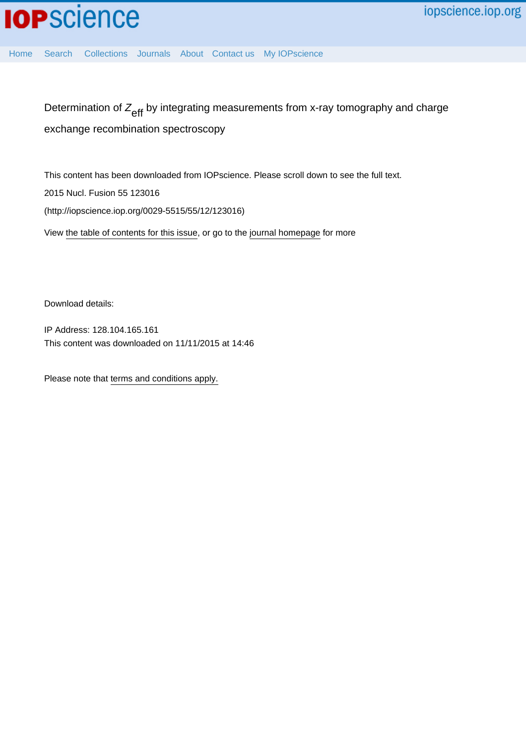IOPscience

iopscience.iop.org

Home Search Collections Journals About Contact us My IOPscience

Determination of $Z_{eff}$ by integrating measurements from x-ray tomography and charge exchange recombination spectroscopy

This content has been downloaded from IOPscience. Please scroll down to see the full text.

2015 Nucl. Fusion 55 123016

(http://iopscience.iop.org/0029-5515/55/12/123016)

View the table of contents for this issue, or go to the journal homepage for more

Download details:

IP Address: 128.104.165.161

This content was downloaded on 11/11/2015 at 14:46

Please note that terms and conditions apply.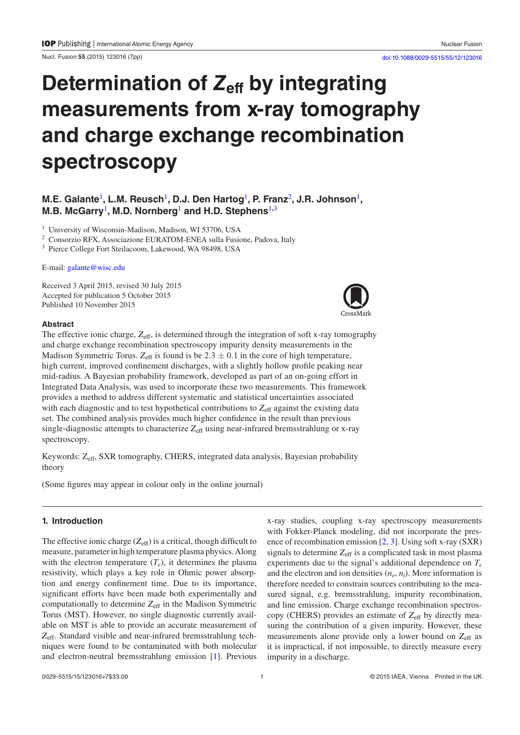# Determination of $Z_{eff}$ by integrating measurements from x-ray tomography and charge exchange recombination spectroscopy

**M.E. Galante[1], L.M. Reusch[1], D.J. Den Hartog[1], P. Franz[2], J.R. Johnson[1], M.B. McGarry[1], M.D. Nornberg[1] and H.D. Stephens[1,3]**

[1] University of Wisconsin-Madison, Madison, WI 53706, USA

[2] Consorzio RFX, Associazione EURATOM-ENEA sulla Fusione, Padova, Italy

[3] Pierce College Fort Steilacoom, Lakewood, WA 98498, USA

E-mail: galante@wisc.edu

Received 3 April 2015, revised 30 July 2015
Accepted for publication 5 October 2015
Published 10 November 2015

### Abstract

The effective ionic charge, $Z_{eff}$, is determined through the integration of soft x-ray tomography and charge exchange recombination spectroscopy impurity density measurements in the Madison Symmetric Torus. $Z_{eff}$ is found is be $2.3 \pm 0.1$ in the core of high temperature, high current, improved confinement discharges, with a slightly hollow profile peaking near mid-radius. A Bayesian probability framework, developed as part of an on-going effort in Integrated Data Analysis, was used to incorporate these two measurements. This framework provides a method to address different systematic and statistical uncertainties associated with each diagnostic and to test hypothetical contributions to $Z_{eff}$ against the existing data set. The combined analysis provides much higher confidence in the result than previous single-diagnostic attempts to characterize $Z_{eff}$ using near-infrared bremsstrahlung or x-ray spectroscopy.

Keywords: $Z_{eff}$, SXR tomography, CHERS, integrated data analysis, Bayesian probability theory

(Some figures may appear in colour only in the online journal)

## 1. Introduction

The effective ionic charge ($Z_{eff}$) is a critical, though difficult to measure, parameter in high temperature plasma physics. Along with the electron temperature ($T_e$), it determines the plasma resistivity, which plays a key role in Ohmic power absorption and energy confinement time. Due to its importance, significant efforts have been made both experimentally and computationally to determine $Z_{eff}$ in the Madison Symmetric Torus (MST). However, no single diagnostic currently available on MST is able to provide an accurate measurement of $Z_{eff}$. Standard visible and near-infrared bremsstrahlung techniques were found to be contaminated with both molecular and electron-neutral bremsstrahlung emission [1]. Previous x-ray studies, coupling x-ray spectroscopy measurements with Fokker-Planck modeling, did not incorporate the presence of recombination emission [2, 3]. Using soft x-ray (SXR) signals to determine $Z_{eff}$ is a complicated task in most plasma experiments due to the signal's additional dependence on $T_e$ and the electron and ion densities ($n_e$, $n_i$). More information is therefore needed to constrain sources contributing to the measured signal, e.g. bremsstrahlung, impurity recombination, and line emission. Charge exchange recombination spectroscopy (CHERS) provides an estimate of $Z_{eff}$ by directly measuring the contribution of a given impurity. However, these measurements alone provide only a lower bound on $Z_{eff}$ as it is impractical, if not impossible, to directly measure every impurity in a discharge.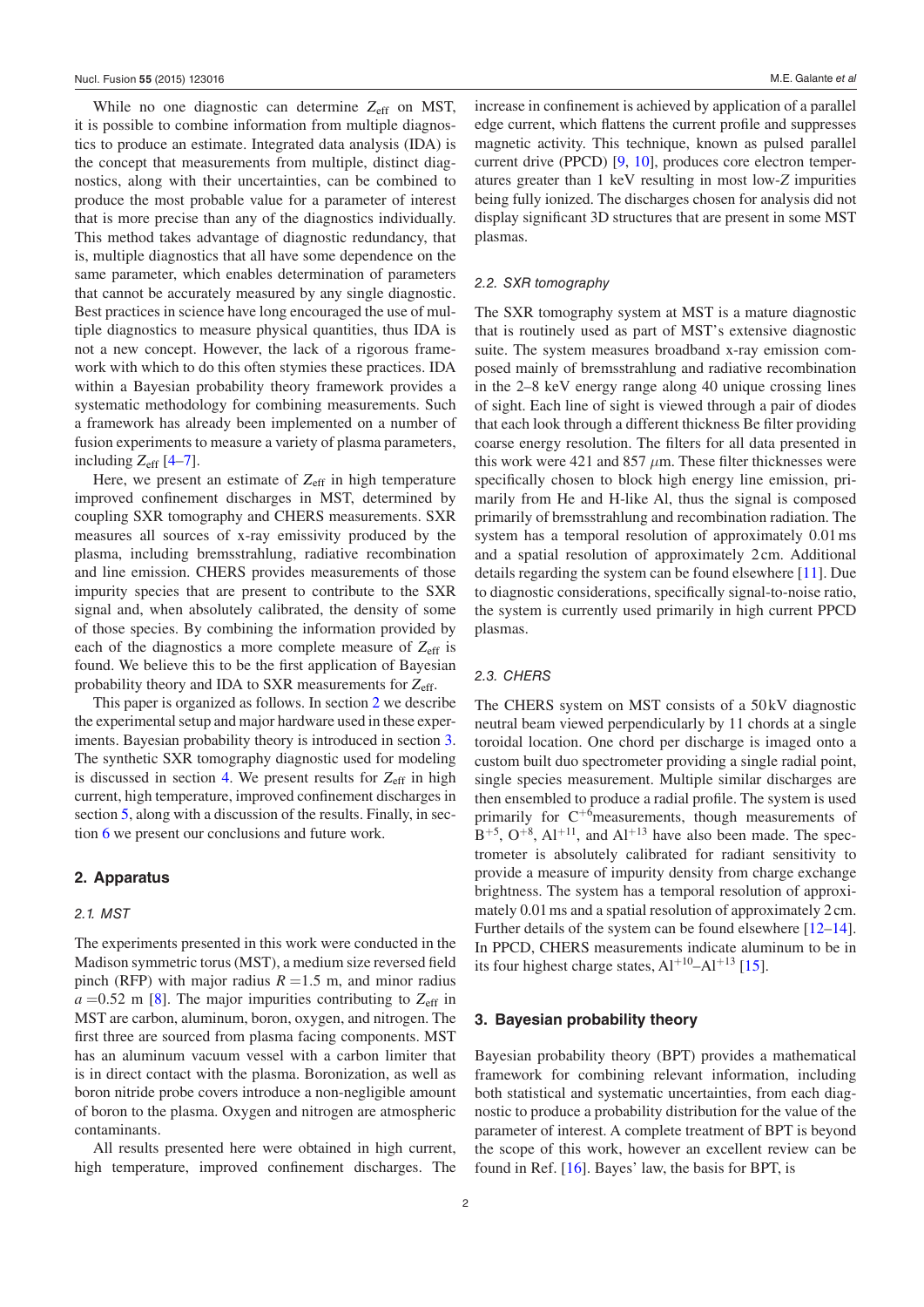While no one diagnostic can determine $Z_{eff}$ on MST, it is possible to combine information from multiple diagnostics to produce an estimate. Integrated data analysis (IDA) is the concept that measurements from multiple, distinct diagnostics, along with their uncertainties, can be combined to produce the most probable value for a parameter of interest that is more precise than any of the diagnostics individually. This method takes advantage of diagnostic redundancy, that is, multiple diagnostics that all have some dependence on the same parameter, which enables determination of parameters that cannot be accurately measured by any single diagnostic. Best practices in science have long encouraged the use of multiple diagnostics to measure physical quantities, thus IDA is not a new concept. However, the lack of a rigorous framework with which to do this often stymies these practices. IDA within a Bayesian probability theory framework provides a systematic methodology for combining measurements. Such a framework has already been implemented on a number of fusion experiments to measure a variety of plasma parameters, including $Z_{eff}$ [4–7].

Here, we present an estimate of $Z_{eff}$ in high temperature improved confinement discharges in MST, determined by coupling SXR tomography and CHERS measurements. SXR measures all sources of x-ray emissivity produced by the plasma, including bremsstrahlung, radiative recombination and line emission. CHERS provides measurements of those impurity species that are present to contribute to the SXR signal and, when absolutely calibrated, the density of some of those species. By combining the information provided by each of the diagnostics a more complete measure of $Z_{eff}$ is found. We believe this to be the first application of Bayesian probability theory and IDA to SXR measurements for $Z_{eff}$.

This paper is organized as follows. In section 2 we describe the experimental setup and major hardware used in these experiments. Bayesian probability theory is introduced in section 3. The synthetic SXR tomography diagnostic used for modeling is discussed in section 4. We present results for $Z_{eff}$ in high current, high temperature, improved confinement discharges in section 5, along with a discussion of the results. Finally, in section 6 we present our conclusions and future work.

## 2. Apparatus

### 2.1. MST

The experiments presented in this work were conducted in the Madison symmetric torus (MST), a medium size reversed field pinch (RFP) with major radius $R = 1.5$ m, and minor radius $a = 0.52$ m [8]. The major impurities contributing to $Z_{eff}$ in MST are carbon, aluminum, boron, oxygen, and nitrogen. The first three are sourced from plasma facing components. MST has an aluminum vacuum vessel with a carbon limiter that is in direct contact with the plasma. Boronization, as well as boron nitride probe covers introduce a non-negligible amount of boron to the plasma. Oxygen and nitrogen are atmospheric contaminants.

All results presented here were obtained in high current, high temperature, improved confinement discharges. The increase in confinement is achieved by application of a parallel edge current, which flattens the current profile and suppresses magnetic activity. This technique, known as pulsed parallel current drive (PPCD) [9, 10], produces core electron temperatures greater than 1 keV resulting in most low-$Z$ impurities being fully ionized. The discharges chosen for analysis did not display significant 3D structures that are present in some MST plasmas.

### 2.2. SXR tomography

The SXR tomography system at MST is a mature diagnostic that is routinely used as part of MST's extensive diagnostic suite. The system measures broadband x-ray emission composed mainly of bremsstrahlung and radiative recombination in the 2–8 keV energy range along 40 unique crossing lines of sight. Each line of sight is viewed through a pair of diodes that each look through a different thickness Be filter providing coarse energy resolution. The filters for all data presented in this work were 421 and 857 $\mu$m. These filter thicknesses were specifically chosen to block high energy line emission, primarily from He and H-like Al, thus the signal is composed primarily of bremsstrahlung and recombination radiation. The system has a temporal resolution of approximately 0.01 ms and a spatial resolution of approximately 2 cm. Additional details regarding the system can be found elsewhere [11]. Due to diagnostic considerations, specifically signal-to-noise ratio, the system is currently used primarily in high current PPCD plasmas.

### 2.3. CHERS

The CHERS system on MST consists of a 50 kV diagnostic neutral beam viewed perpendicularly by 11 chords at a single toroidal location. One chord per discharge is imaged onto a custom built duo spectrometer providing a single radial point, single species measurement. Multiple similar discharges are then ensembled to produce a radial profile. The system is used primarily for $C^{+6}$ measurements, though measurements of $B^{+5}$, $O^{+8}$, $Al^{+11}$, and $Al^{+13}$ have also been made. The spectrometer is absolutely calibrated for radiant sensitivity to provide a measure of impurity density from charge exchange brightness. The system has a temporal resolution of approximately 0.01 ms and a spatial resolution of approximately 2 cm. Further details of the system can be found elsewhere [12–14]. In PPCD, CHERS measurements indicate aluminum to be in its four highest charge states, $Al^{+10}$–$Al^{+13}$ [15].

## 3. Bayesian probability theory

Bayesian probability theory (BPT) provides a mathematical framework for combining relevant information, including both statistical and systematic uncertainties, from each diagnostic to produce a probability distribution for the value of the parameter of interest. A complete treatment of BPT is beyond the scope of this work, however an excellent review can be found in Ref. [16]. Bayes' law, the basis for BPT, is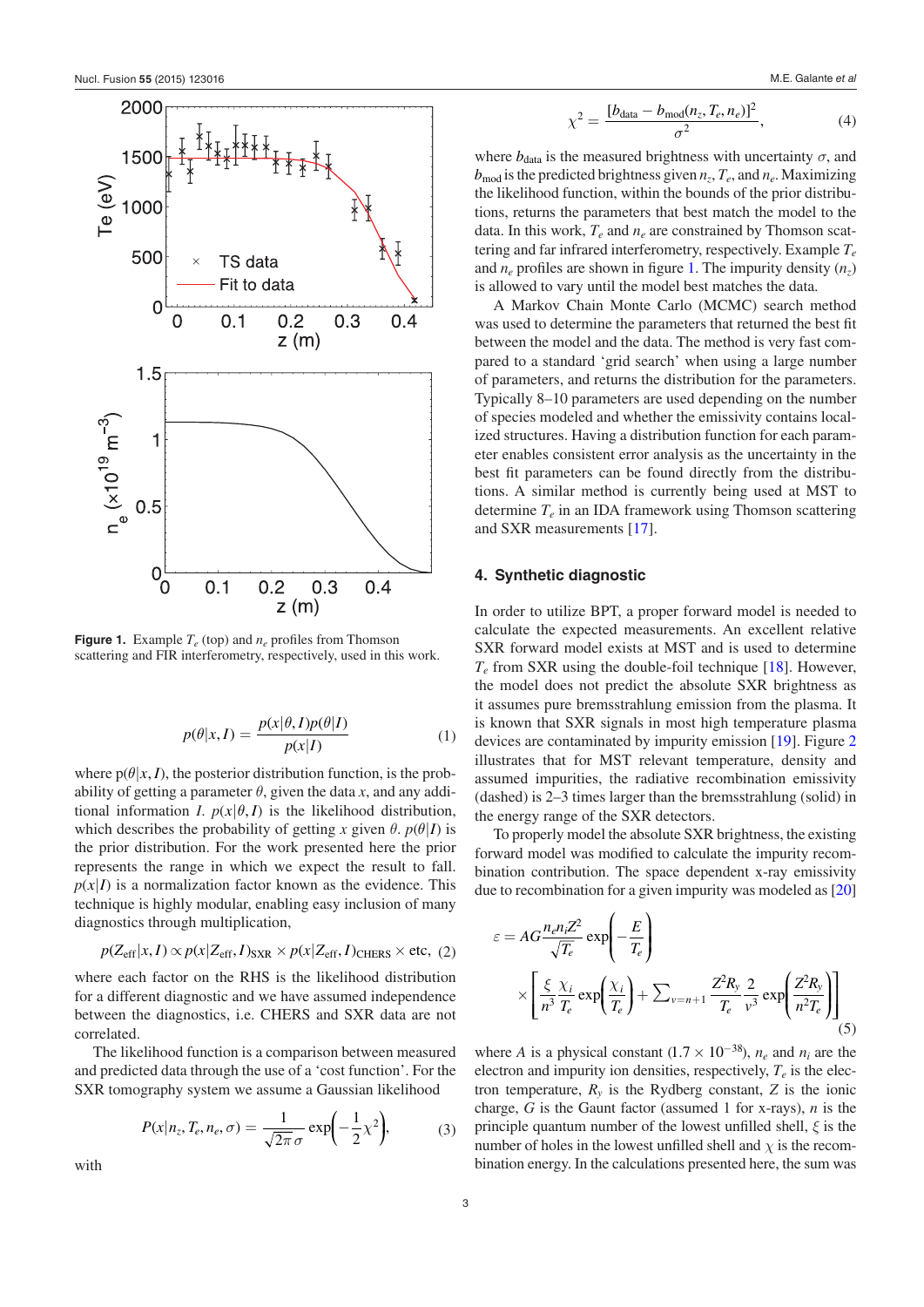**Figure 1.** Example $T_e$ (top) and $n_e$ profiles from Thomson scattering and FIR interferometry, respectively, used in this work.

$$p(\theta|x, I) = \frac{p(x|\theta, I)p(\theta|I)}{p(x|I)} \tag{1}$$

where p($\theta|x, I$), the posterior distribution function, is the probability of getting a parameter $\theta$, given the data $x$, and any additional information $I$. $p(x|\theta, I)$ is the likelihood distribution, which describes the probability of getting $x$ given $\theta$. $p(\theta|I)$ is the prior distribution. For the work presented here the prior represents the range in which we expect the result to fall. $p(x|I)$ is a normalization factor known as the evidence. This technique is highly modular, enabling easy inclusion of many diagnostics through multiplication,

$$p(Z_{\text{eff}}|x, I) \propto p(x|Z_{\text{eff}}, I)_{\text{SXR}} \times p(x|Z_{\text{eff}}, I)_{\text{CHERS}} \times \text{etc}, \tag{2}$$

where each factor on the RHS is the likelihood distribution for a different diagnostic and we have assumed independence between the diagnostics, i.e. CHERS and SXR data are not correlated.

The likelihood function is a comparison between measured and predicted data through the use of a 'cost function'. For the SXR tomography system we assume a Gaussian likelihood

$$P(x|n_z, T_e, n_e, \sigma) = \frac{1}{\sqrt{2\pi}\,\sigma}\exp\left(-\frac{1}{2}\chi^2\right), \tag{3}$$

with

$$\chi^2 = \frac{[b_{\text{data}} - b_{\text{mod}}(n_z, T_e, n_e)]^2}{\sigma^2}, \tag{4}$$

where $b_{\text{data}}$ is the measured brightness with uncertainty $\sigma$, and $b_{\text{mod}}$ is the predicted brightness given $n_z$, $T_e$, and $n_e$. Maximizing the likelihood function, within the bounds of the prior distributions, returns the parameters that best match the model to the data. In this work, $T_e$ and $n_e$ are constrained by Thomson scattering and far infrared interferometry, respectively. Example $T_e$ and $n_e$ profiles are shown in figure 1. The impurity density ($n_z$) is allowed to vary until the model best matches the data.

A Markov Chain Monte Carlo (MCMC) search method was used to determine the parameters that returned the best fit between the model and the data. The method is very fast compared to a standard 'grid search' when using a large number of parameters, and returns the distribution for the parameters. Typically 8–10 parameters are used depending on the number of species modeled and whether the emissivity contains localized structures. Having a distribution function for each parameter enables consistent error analysis as the uncertainty in the best fit parameters can be found directly from the distributions. A similar method is currently being used at MST to determine $T_e$ in an IDA framework using Thomson scattering and SXR measurements [17].

## 4. Synthetic diagnostic

In order to utilize BPT, a proper forward model is needed to calculate the expected measurements. An excellent relative SXR forward model exists at MST and is used to determine $T_e$ from SXR using the double-foil technique [18]. However, the model does not predict the absolute SXR brightness as it assumes pure bremsstrahlung emission from the plasma. It is known that SXR signals in most high temperature plasma devices are contaminated by impurity emission [19]. Figure 2 illustrates that for MST relevant temperature, density and assumed impurities, the radiative recombination emissivity (dashed) is 2–3 times larger than the bremsstrahlung (solid) in the energy range of the SXR detectors.

To properly model the absolute SXR brightness, the existing forward model was modified to calculate the impurity recombination contribution. The space dependent x-ray emissivity due to recombination for a given impurity was modeled as [20]

$$\varepsilon = AG\frac{n_e n_i Z^2}{\sqrt{T_e}}\exp\left(-\frac{E}{T_e}\right) \times\left[\frac{\xi}{n^3}\frac{\chi_i}{T_e}\exp\left(\frac{\chi_i}{T_e}\right) + \sum\nolimits_{\nu=n+1}\frac{Z^2 R_y}{T_e}\frac{2}{\nu^3}\exp\left(\frac{Z^2 R_y}{n^2 T_e}\right)\right] \tag{5}$$

where $A$ is a physical constant ($1.7 \times 10^{-38}$), $n_e$ and $n_i$ are the electron and impurity ion densities, respectively, $T_e$ is the electron temperature, $R_y$ is the Rydberg constant, $Z$ is the ionic charge, $G$ is the Gaunt factor (assumed 1 for x-rays), $n$ is the principle quantum number of the lowest unfilled shell, $\xi$ is the number of holes in the lowest unfilled shell and $\chi$ is the recombination energy. In the calculations presented here, the sum was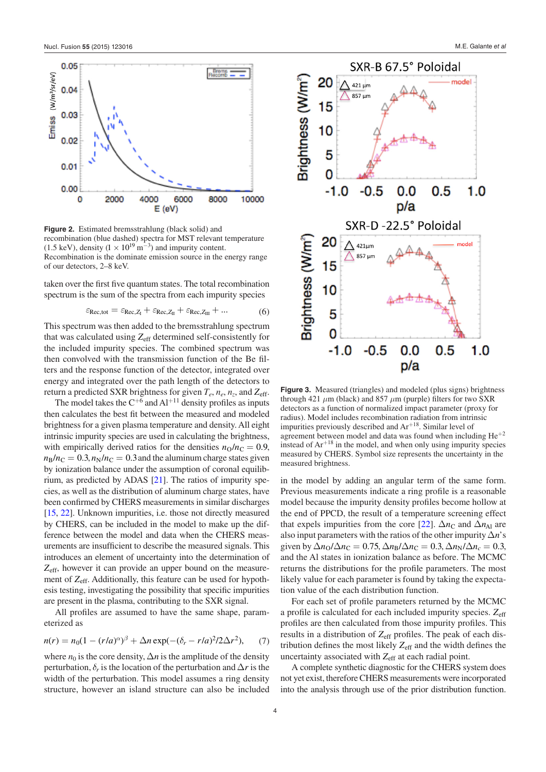**Figure 2.** Estimated bremsstrahlung (black solid) and recombination (blue dashed) spectra for MST relevant temperature (1.5 keV), density ($1 \times 10^{19}$ m$^{-3}$) and impurity content. Recombination is the dominate emission source in the energy range of our detectors, 2–8 keV.

taken over the first five quantum states. The total recombination spectrum is the sum of the spectra from each impurity species

$$\varepsilon_{\text{Rec,tot}} = \varepsilon_{\text{Rec},Z_{\text{I}}} + \varepsilon_{\text{Rec},Z_{\text{II}}} + \varepsilon_{\text{Rec},Z_{\text{III}}} + \dots \tag{6}$$

This spectrum was then added to the bremsstrahlung spectrum that was calculated using $Z_{\text{eff}}$ determined self-consistently for the included impurity species. The combined spectrum was then convolved with the transmission function of the Be filters and the response function of the detector, integrated over energy and integrated over the path length of the detectors to return a predicted SXR brightness for given $T_e$, $n_e$, $n_z$, and $Z_{\text{eff}}$.

The model takes the $C^{+6}$ and $Al^{+11}$ density profiles as inputs then calculates the best fit between the measured and modeled brightness for a given plasma temperature and density. All eight intrinsic impurity species are used in calculating the brightness, with empirically derived ratios for the densities $n_{\text{O}}/n_{\text{C}} = 0.9$, $n_{\text{B}}/n_{\text{C}} = 0.3$, $n_{\text{N}}/n_{\text{C}} = 0.3$ and the aluminum charge states given by ionization balance under the assumption of coronal equilibrium, as predicted by ADAS [21]. The ratios of impurity species, as well as the distribution of aluminum charge states, have been confirmed by CHERS measurements in similar discharges [15, 22]. Unknown impurities, i.e. those not directly measured by CHERS, can be included in the model to make up the difference between the model and data when the CHERS measurements are insufficient to describe the measured signals. This introduces an element of uncertainty into the determination of $Z_{\text{eff}}$, however it can provide an upper bound on the measurement of $Z_{\text{eff}}$. Additionally, this feature can be used for hypothesis testing, investigating the possibility that specific impurities are present in the plasma, contributing to the SXR signal.

All profiles are assumed to have the same shape, parameterized as

$$n(r) = n_0(1 - (r/a)^{\alpha})^{\beta} + \Delta n \exp(-(\delta_r - r/a)^2/2\Delta r^2), \tag{7}$$

where $n_0$ is the core density, $\Delta n$ is the amplitude of the density perturbation, $\delta_r$ is the location of the perturbation and $\Delta r$ is the width of the perturbation. This model assumes a ring density structure, however an island structure can also be included in the model by adding an angular term of the same form. Previous measurements indicate a ring profile is a reasonable model because the impurity density profiles become hollow at the end of PPCD, the result of a temperature screening effect that expels impurities from the core [22]. $\Delta n_{\text{C}}$ and $\Delta n_{\text{Al}}$ are also input parameters with the ratios of the other impurity $\Delta n$'s given by $\Delta n_{\text{O}}/\Delta n_{\text{C}} = 0.75$, $\Delta n_{\text{B}}/\Delta n_{\text{C}} = 0.3$, $\Delta n_{\text{N}}/\Delta n_{c} = 0.3$, and the Al states in ionization balance as before. The MCMC returns the distributions for the profile parameters. The most likely value for each parameter is found by taking the expectation value of the each distribution function.

For each set of profile parameters returned by the MCMC a profile is calculated for each included impurity species. $Z_{\text{eff}}$ profiles are then calculated from those impurity profiles. This results in a distribution of $Z_{\text{eff}}$ profiles. The peak of each distribution defines the most likely $Z_{\text{eff}}$ and the width defines the uncertainty associated with $Z_{\text{eff}}$ at each radial point.

A complete synthetic diagnostic for the CHERS system does not yet exist, therefore CHERS measurements were incorporated into the analysis through use of the prior distribution function.

**Figure 3.** Measured (triangles) and modeled (plus signs) brightness through 421 $\mu$m (black) and 857 $\mu$m (purple) filters for two SXR detectors as a function of normalized impact parameter (proxy for radius). Model includes recombination radiation from intrinsic impurities previously described and $Ar^{+18}$. Similar level of agreement between model and data was found when including $He^{+2}$ instead of $Ar^{+18}$ in the model, and when only using impurity species measured by CHERS. Symbol size represents the uncertainty in the measured brightness.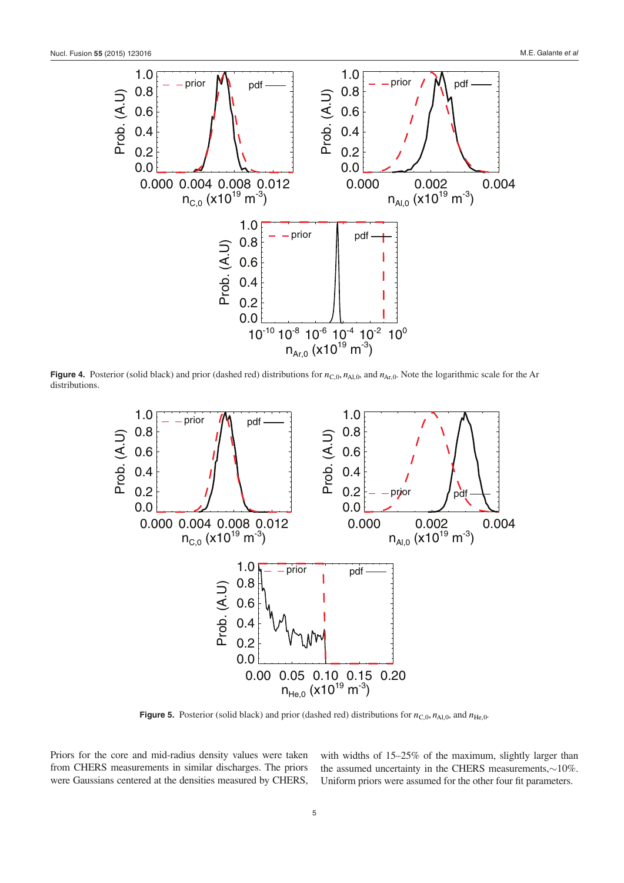**Figure 4.** Posterior (solid black) and prior (dashed red) distributions for $n_{C,0}$, $n_{Al,0}$, and $n_{Ar,0}$. Note the logarithmic scale for the Ar distributions.

**Figure 5.** Posterior (solid black) and prior (dashed red) distributions for $n_{C,0}$, $n_{Al,0}$, and $n_{He,0}$.

Priors for the core and mid-radius density values were taken from CHERS measurements in similar discharges. The priors were Gaussians centered at the densities measured by CHERS, with widths of 15–25% of the maximum, slightly larger than the assumed uncertainty in the CHERS measurements, ~10%. Uniform priors were assumed for the other four fit parameters.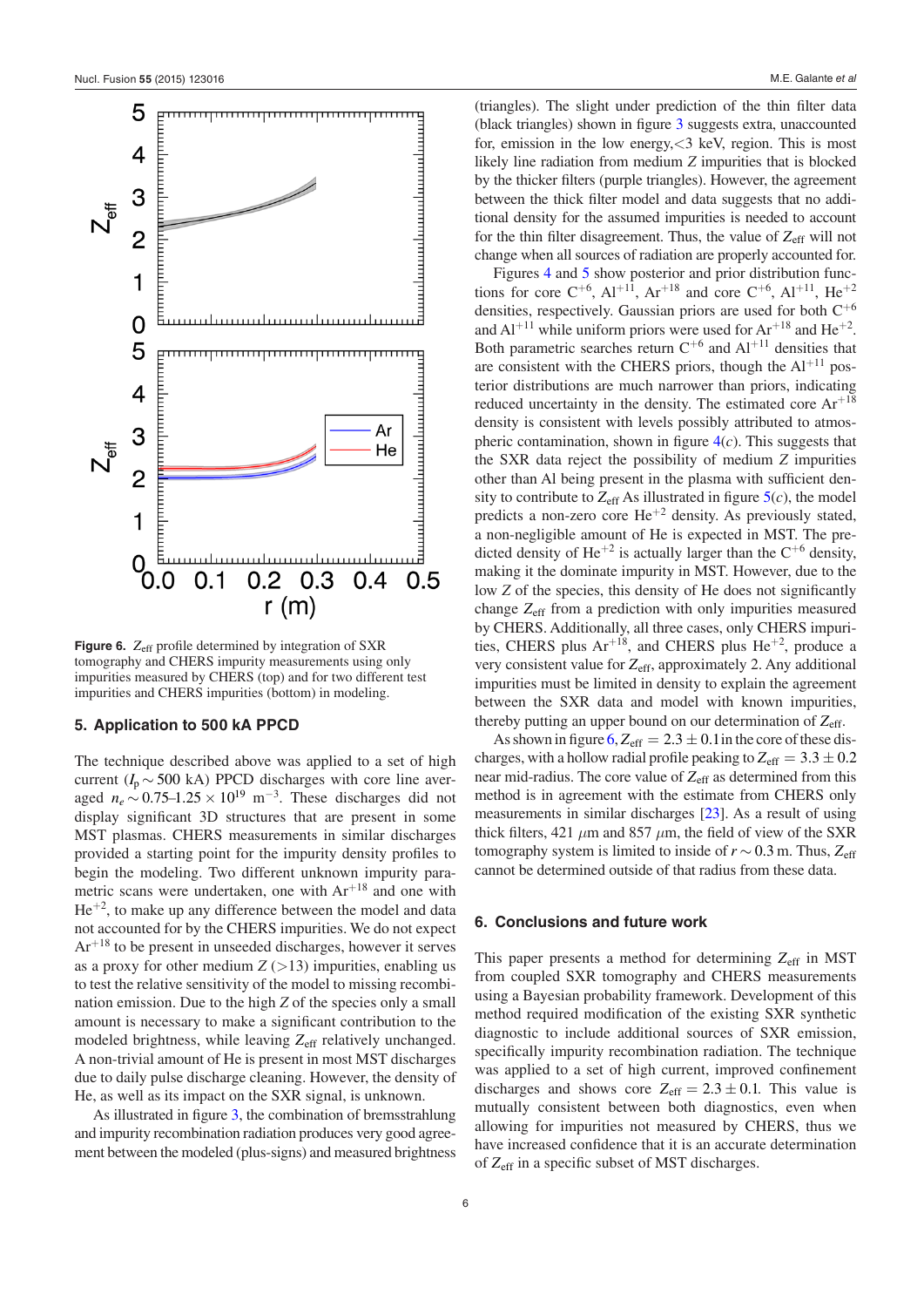**Figure 6.** $Z_{\mathrm{eff}}$ profile determined by integration of SXR tomography and CHERS impurity measurements using only impurities measured by CHERS (top) and for two different test impurities and CHERS impurities (bottom) in modeling.

## 5. Application to 500 kA PPCD

The technique described above was applied to a set of high current ($I_p \sim 500$ kA) PPCD discharges with core line averaged $n_e \sim 0.75$–$1.25 \times 10^{19}$ m$^{-3}$. These discharges did not display significant 3D structures that are present in some MST plasmas. CHERS measurements in similar discharges provided a starting point for the impurity density profiles to begin the modeling. Two different unknown impurity parametric scans were undertaken, one with $Ar^{+18}$ and one with $He^{+2}$, to make up any difference between the model and data not accounted for by the CHERS impurities. We do not expect $Ar^{+18}$ to be present in unseeded discharges, however it serves as a proxy for other medium $Z$ ($>13$) impurities, enabling us to test the relative sensitivity of the model to missing recombination emission. Due to the high $Z$ of the species only a small amount is necessary to make a significant contribution to the modeled brightness, while leaving $Z_{\mathrm{eff}}$ relatively unchanged. A non-trivial amount of He is present in most MST discharges due to daily pulse discharge cleaning. However, the density of He, as well as its impact on the SXR signal, is unknown.

As illustrated in figure 3, the combination of bremsstrahlung and impurity recombination radiation produces very good agreement between the modeled (plus-signs) and measured brightness (triangles). The slight under prediction of the thin filter data (black triangles) shown in figure 3 suggests extra, unaccounted for, emission in the low energy, $<3$ keV, region. This is most likely line radiation from medium $Z$ impurities that is blocked by the thicker filters (purple triangles). However, the agreement between the thick filter model and data suggests that no additional density for the assumed impurities is needed to account for the thin filter disagreement. Thus, the value of $Z_{\mathrm{eff}}$ will not change when all sources of radiation are properly accounted for.

Figures 4 and 5 show posterior and prior distribution functions for core $C^{+6}$, $Al^{+11}$, $Ar^{+18}$ and core $C^{+6}$, $Al^{+11}$, $He^{+2}$ densities, respectively. Gaussian priors are used for both $C^{+6}$ and $Al^{+11}$ while uniform priors were used for $Ar^{+18}$ and $He^{+2}$. Both parametric searches return $C^{+6}$ and $Al^{+11}$ densities that are consistent with the CHERS priors, though the $Al^{+11}$ posterior distributions are much narrower than priors, indicating reduced uncertainty in the density. The estimated core $Ar^{+18}$ density is consistent with levels possibly attributed to atmospheric contamination, shown in figure 4($c$). This suggests that the SXR data reject the possibility of medium $Z$ impurities other than Al being present in the plasma with sufficient density to contribute to $Z_{\mathrm{eff}}$ As illustrated in figure 5($c$), the model predicts a non-zero core $He^{+2}$ density. As previously stated, a non-negligible amount of He is expected in MST. The predicted density of $He^{+2}$ is actually larger than the $C^{+6}$ density, making it the dominate impurity in MST. However, due to the low $Z$ of the species, this density of He does not significantly change $Z_{\mathrm{eff}}$ from a prediction with only impurities measured by CHERS. Additionally, all three cases, only CHERS impurities, CHERS plus $Ar^{+18}$, and CHERS plus $He^{+2}$, produce a very consistent value for $Z_{\mathrm{eff}}$, approximately 2. Any additional impurities must be limited in density to explain the agreement between the SXR data and model with known impurities, thereby putting an upper bound on our determination of $Z_{\mathrm{eff}}$.

As shown in figure 6, $Z_{\mathrm{eff}} = 2.3 \pm 0.1$ in the core of these discharges, with a hollow radial profile peaking to $Z_{\mathrm{eff}} = 3.3 \pm 0.2$ near mid-radius. The core value of $Z_{\mathrm{eff}}$ as determined from this method is in agreement with the estimate from CHERS only measurements in similar discharges [23]. As a result of using thick filters, 421 $\mu$m and 857 $\mu$m, the field of view of the SXR tomography system is limited to inside of $r \sim 0.3$ m. Thus, $Z_{\mathrm{eff}}$ cannot be determined outside of that radius from these data.

## 6. Conclusions and future work

This paper presents a method for determining $Z_{\mathrm{eff}}$ in MST from coupled SXR tomography and CHERS measurements using a Bayesian probability framework. Development of this method required modification of the existing SXR synthetic diagnostic to include additional sources of SXR emission, specifically impurity recombination radiation. The technique was applied to a set of high current, improved confinement discharges and shows core $Z_{\mathrm{eff}} = 2.3 \pm 0.1$. This value is mutually consistent between both diagnostics, even when allowing for impurities not measured by CHERS, thus we have increased confidence that it is an accurate determination of $Z_{\mathrm{eff}}$ in a specific subset of MST discharges.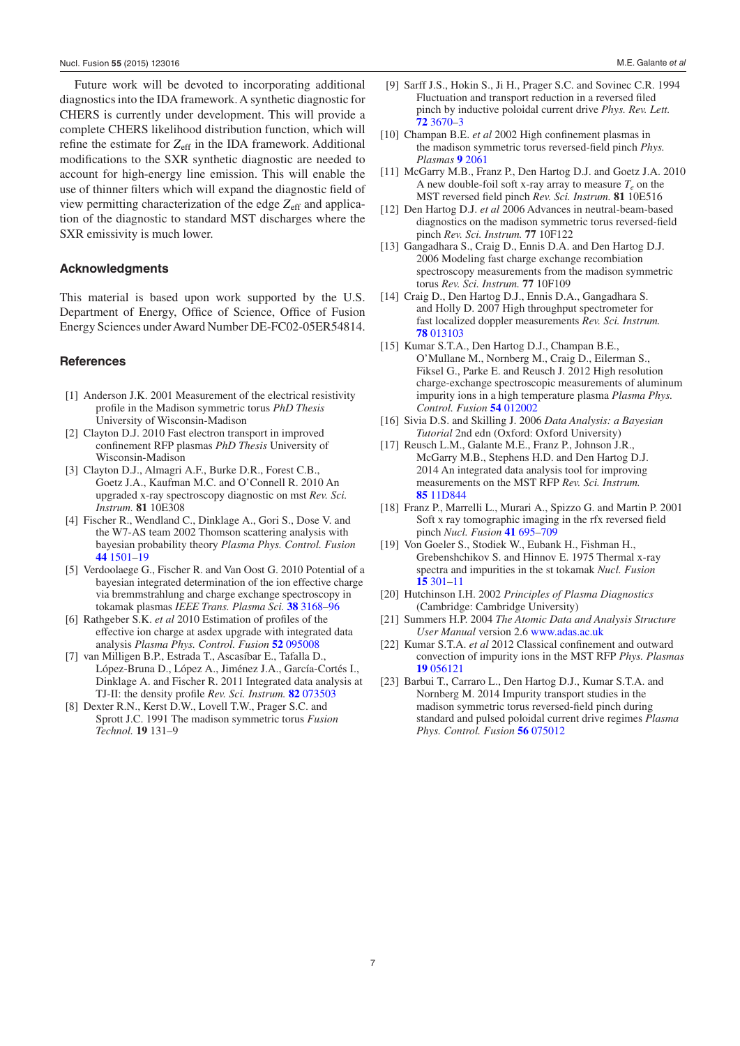Future work will be devoted to incorporating additional diagnostics into the IDA framework. A synthetic diagnostic for CHERS is currently under development. This will provide a complete CHERS likelihood distribution function, which will refine the estimate for $Z_{\text{eff}}$ in the IDA framework. Additional modifications to the SXR synthetic diagnostic are needed to account for high-energy line emission. This will enable the use of thinner filters which will expand the diagnostic field of view permitting characterization of the edge $Z_{\text{eff}}$ and application of the diagnostic to standard MST discharges where the SXR emissivity is much lower.

## Acknowledgments

This material is based upon work supported by the U.S. Department of Energy, Office of Science, Office of Fusion Energy Sciences under Award Number DE-FC02-05ER54814.

## References

[1] Anderson J.K. 2001 Measurement of the electrical resistivity profile in the Madison symmetric torus *PhD Thesis* University of Wisconsin-Madison

[2] Clayton D.J. 2010 Fast electron transport in improved confinement RFP plasmas *PhD Thesis* University of Wisconsin-Madison

[3] Clayton D.J., Almagri A.F., Burke D.R., Forest C.B., Goetz J.A., Kaufman M.C. and O'Connell R. 2010 An upgraded x-ray spectroscopy diagnostic on mst *Rev. Sci. Instrum.* **81** 10E308

[4] Fischer R., Wendland C., Dinklage A., Gori S., Dose V. and the W7-AS team 2002 Thomson scattering analysis with bayesian probability theory *Plasma Phys. Control. Fusion* **44** 1501–19

[5] Verdoolaege G., Fischer R. and Van Oost G. 2010 Potential of a bayesian integrated determination of the ion effective charge via bremmstrahlung and charge exchange spectroscopy in tokamak plasmas *IEEE Trans. Plasma Sci.* **38** 3168–96

[6] Rathgeber S.K. *et al* 2010 Estimation of profiles of the effective ion charge at asdex upgrade with integrated data analysis *Plasma Phys. Control. Fusion* **52** 095008

[7] van Milligen B.P., Estrada T., Ascasíbar E., Tafalla D., López-Bruna D., López A., Jiménez J.A., García-Cortés I., Dinklage A. and Fischer R. 2011 Integrated data analysis at TJ-II: the density profile *Rev. Sci. Instrum.* **82** 073503

[8] Dexter R.N., Kerst D.W., Lovell T.W., Prager S.C. and Sprott J.C. 1991 The madison symmetric torus *Fusion Technol.* **19** 131–9

[9] Sarff J.S., Hokin S., Ji H., Prager S.C. and Sovinec C.R. 1994 Fluctuation and transport reduction in a reversed filed pinch by inductive poloidal current drive *Phys. Rev. Lett.* **72** 3670–3

[10] Champan B.E. *et al* 2002 High confinement plasmas in the madison symmetric torus reversed-field pinch *Phys. Plasmas* **9** 2061

[11] McGarry M.B., Franz P., Den Hartog D.J. and Goetz J.A. 2010 A new double-foil soft x-ray array to measure $T_e$ on the MST reversed field pinch *Rev. Sci. Instrum.* **81** 10E516

[12] Den Hartog D.J. *et al* 2006 Advances in neutral-beam-based diagnostics on the madison symmetric torus reversed-field pinch *Rev. Sci. Instrum.* **77** 10F122

[13] Gangadhara S., Craig D., Ennis D.A. and Den Hartog D.J. 2006 Modeling fast charge exchange recombiation spectroscopy measurements from the madison symmetric torus *Rev. Sci. Instrum.* **77** 10F109

[14] Craig D., Den Hartog D.J., Ennis D.A., Gangadhara S. and Holly D. 2007 High throughput spectrometer for fast localized doppler measurements *Rev. Sci. Instrum.* **78** 013103

[15] Kumar S.T.A., Den Hartog D.J., Champan B.E., O'Mullane M., Nornberg M., Craig D., Eilerman S., Fiksel G., Parke E. and Reusch J. 2012 High resolution charge-exchange spectroscopic measurements of aluminum impurity ions in a high temperature plasma *Plasma Phys. Control. Fusion* **54** 012002

[16] Sivia D.S. and Skilling J. 2006 *Data Analysis: a Bayesian Tutorial* 2nd edn (Oxford: Oxford University)

[17] Reusch L.M., Galante M.E., Franz P., Johnson J.R., McGarry M.B., Stephens H.D. and Den Hartog D.J. 2014 An integrated data analysis tool for improving measurements on the MST RFP *Rev. Sci. Instrum.* **85** 11D844

[18] Franz P., Marrelli L., Murari A., Spizzo G. and Martin P. 2001 Soft x ray tomographic imaging in the rfx reversed field pinch *Nucl. Fusion* **41** 695–709

[19] Von Goeler S., Stodiek W., Eubank H., Fishman H., Grebenshchikov S. and Hinnov E. 1975 Thermal x-ray spectra and impurities in the st tokamak *Nucl. Fusion* **15** 301–11

[20] Hutchinson I.H. 2002 *Principles of Plasma Diagnostics* (Cambridge: Cambridge University)

[21] Summers H.P. 2004 *The Atomic Data and Analysis Structure User Manual* version 2.6 www.adas.ac.uk

[22] Kumar S.T.A. *et al* 2012 Classical confinement and outward convection of impurity ions in the MST RFP *Phys. Plasmas* **19** 056121

[23] Barbui T., Carraro L., Den Hartog D.J., Kumar S.T.A. and Nornberg M. 2014 Impurity transport studies in the madison symmetric torus reversed-field pinch during standard and pulsed poloidal current drive regimes *Plasma Phys. Control. Fusion* **56** 075012